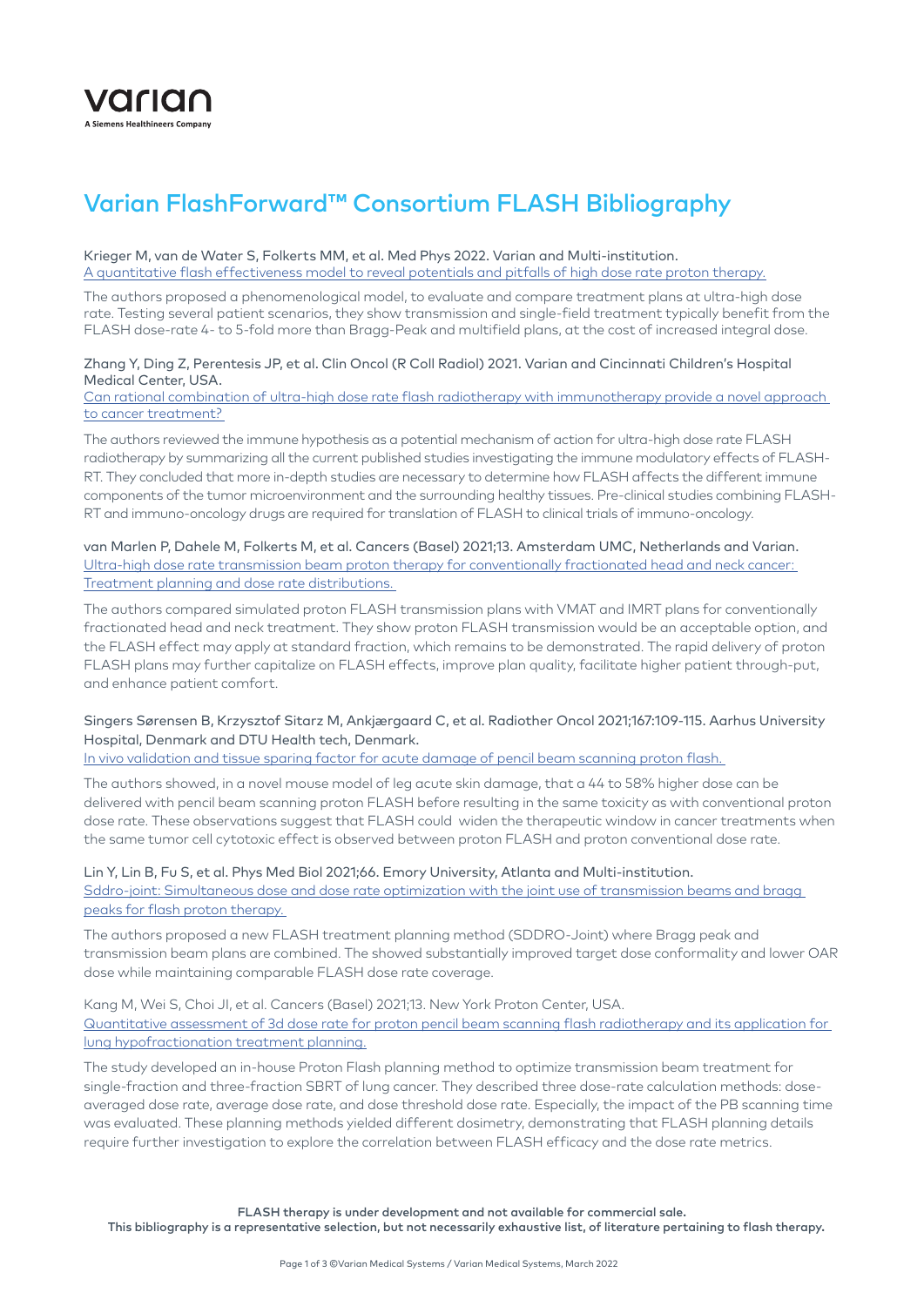varian
A Siemens Healthineers Company

# Varian FlashForward™ Consortium FLASH Bibliography

Krieger M, van de Water S, Folkerts MM, et al. Med Phys 2022. Varian and Multi-institution.
A quantitative flash effectiveness model to reveal potentials and pitfalls of high dose rate proton therapy.

The authors proposed a phenomenological model, to evaluate and compare treatment plans at ultra-high dose rate. Testing several patient scenarios, they show transmission and single-field treatment typically benefit from the FLASH dose-rate 4- to 5-fold more than Bragg-Peak and multifield plans, at the cost of increased integral dose.

Zhang Y, Ding Z, Perentesis JP, et al. Clin Oncol (R Coll Radiol) 2021. Varian and Cincinnati Children's Hospital Medical Center, USA.
Can rational combination of ultra-high dose rate flash radiotherapy with immunotherapy provide a novel approach to cancer treatment?

The authors reviewed the immune hypothesis as a potential mechanism of action for ultra-high dose rate FLASH radiotherapy by summarizing all the current published studies investigating the immune modulatory effects of FLASH-RT. They concluded that more in-depth studies are necessary to determine how FLASH affects the different immune components of the tumor microenvironment and the surrounding healthy tissues. Pre-clinical studies combining FLASH-RT and immuno-oncology drugs are required for translation of FLASH to clinical trials of immuno-oncology.

van Marlen P, Dahele M, Folkerts M, et al. Cancers (Basel) 2021;13. Amsterdam UMC, Netherlands and Varian.
Ultra-high dose rate transmission beam proton therapy for conventionally fractionated head and neck cancer: Treatment planning and dose rate distributions.

The authors compared simulated proton FLASH transmission plans with VMAT and IMRT plans for conventionally fractionated head and neck treatment. They show proton FLASH transmission would be an acceptable option, and the FLASH effect may apply at standard fraction, which remains to be demonstrated. The rapid delivery of proton FLASH plans may further capitalize on FLASH effects, improve plan quality, facilitate higher patient through-put, and enhance patient comfort.

Singers Sørensen B, Krzysztof Sitarz M, Ankjærgaard C, et al. Radiother Oncol 2021;167:109-115. Aarhus University Hospital, Denmark and DTU Health tech, Denmark.
In vivo validation and tissue sparing factor for acute damage of pencil beam scanning proton flash.

The authors showed, in a novel mouse model of leg acute skin damage, that a 44 to 58% higher dose can be delivered with pencil beam scanning proton FLASH before resulting in the same toxicity as with conventional proton dose rate. These observations suggest that FLASH could widen the therapeutic window in cancer treatments when the same tumor cell cytotoxic effect is observed between proton FLASH and proton conventional dose rate.

Lin Y, Lin B, Fu S, et al. Phys Med Biol 2021;66. Emory University, Atlanta and Multi-institution.
Sddro-joint: Simultaneous dose and dose rate optimization with the joint use of transmission beams and bragg peaks for flash proton therapy.

The authors proposed a new FLASH treatment planning method (SDDRO-Joint) where Bragg peak and transmission beam plans are combined. The showed substantially improved target dose conformality and lower OAR dose while maintaining comparable FLASH dose rate coverage.

Kang M, Wei S, Choi JI, et al. Cancers (Basel) 2021;13. New York Proton Center, USA.
Quantitative assessment of 3d dose rate for proton pencil beam scanning flash radiotherapy and its application for lung hypofractionation treatment planning.

The study developed an in-house Proton Flash planning method to optimize transmission beam treatment for single-fraction and three-fraction SBRT of lung cancer. They described three dose-rate calculation methods: dose-averaged dose rate, average dose rate, and dose threshold dose rate. Especially, the impact of the PB scanning time was evaluated. These planning methods yielded different dosimetry, demonstrating that FLASH planning details require further investigation to explore the correlation between FLASH efficacy and the dose rate metrics.

**FLASH therapy is under development and not available for commercial sale.**
**This bibliography is a representative selection, but not necessarily exhaustive list, of literature pertaining to flash therapy.**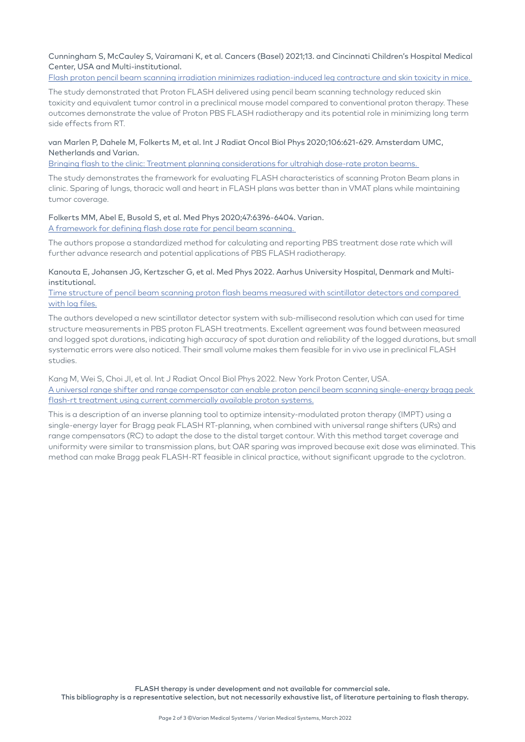Cunningham S, McCauley S, Vairamani K, et al. Cancers (Basel) 2021;13. and Cincinnati Children's Hospital Medical Center, USA and Multi-institutional.

Flash proton pencil beam scanning irradiation minimizes radiation-induced leg contracture and skin toxicity in mice.

The study demonstrated that Proton FLASH delivered using pencil beam scanning technology reduced skin toxicity and equivalent tumor control in a preclinical mouse model compared to conventional proton therapy. These outcomes demonstrate the value of Proton PBS FLASH radiotherapy and its potential role in minimizing long term side effects from RT.

van Marlen P, Dahele M, Folkerts M, et al. Int J Radiat Oncol Biol Phys 2020;106:621-629. Amsterdam UMC, Netherlands and Varian.

Bringing flash to the clinic: Treatment planning considerations for ultrahigh dose-rate proton beams.

The study demonstrates the framework for evaluating FLASH characteristics of scanning Proton Beam plans in clinic. Sparing of lungs, thoracic wall and heart in FLASH plans was better than in VMAT plans while maintaining tumor coverage.

Folkerts MM, Abel E, Busold S, et al. Med Phys 2020;47:6396-6404. Varian.

A framework for defining flash dose rate for pencil beam scanning.

The authors propose a standardized method for calculating and reporting PBS treatment dose rate which will further advance research and potential applications of PBS FLASH radiotherapy.

Kanouta E, Johansen JG, Kertzscher G, et al. Med Phys 2022. Aarhus University Hospital, Denmark and Multi-institutional.

Time structure of pencil beam scanning proton flash beams measured with scintillator detectors and compared with log files.

The authors developed a new scintillator detector system with sub-millisecond resolution which can used for time structure measurements in PBS proton FLASH treatments. Excellent agreement was found between measured and logged spot durations, indicating high accuracy of spot duration and reliability of the logged durations, but small systematic errors were also noticed. Their small volume makes them feasible for in vivo use in preclinical FLASH studies.

Kang M, Wei S, Choi JI, et al. Int J Radiat Oncol Biol Phys 2022. New York Proton Center, USA.

A universal range shifter and range compensator can enable proton pencil beam scanning single-energy bragg peak flash-rt treatment using current commercially available proton systems.

This is a description of an inverse planning tool to optimize intensity-modulated proton therapy (IMPT) using a single-energy layer for Bragg peak FLASH RT-planning, when combined with universal range shifters (URs) and range compensators (RC) to adapt the dose to the distal target contour. With this method target coverage and uniformity were similar to transmission plans, but OAR sparing was improved because exit dose was eliminated. This method can make Bragg peak FLASH-RT feasible in clinical practice, without significant upgrade to the cyclotron.

**FLASH therapy is under development and not available for commercial sale.**
**This bibliography is a representative selection, but not necessarily exhaustive list, of literature pertaining to flash therapy.**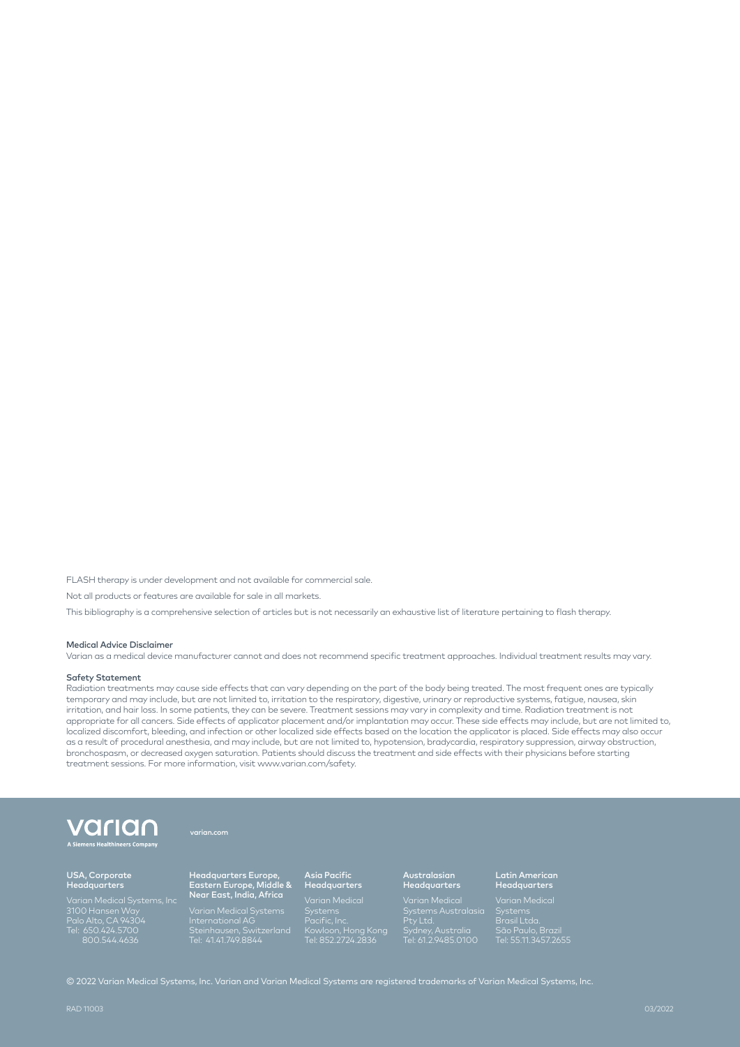FLASH therapy is under development and not available for commercial sale.

Not all products or features are available for sale in all markets.

This bibliography is a comprehensive selection of articles but is not necessarily an exhaustive list of literature pertaining to flash therapy.

**Medical Advice Disclaimer**

Varian as a medical device manufacturer cannot and does not recommend specific treatment approaches. Individual treatment results may vary.

**Safety Statement**

Radiation treatments may cause side effects that can vary depending on the part of the body being treated. The most frequent ones are typically temporary and may include, but are not limited to, irritation to the respiratory, digestive, urinary or reproductive systems, fatigue, nausea, skin irritation, and hair loss. In some patients, they can be severe. Treatment sessions may vary in complexity and time. Radiation treatment is not appropriate for all cancers. Side effects of applicator placement and/or implantation may occur. These side effects may include, but are not limited to, localized discomfort, bleeding, and infection or other localized side effects based on the location the applicator is placed. Side effects may also occur as a result of procedural anesthesia, and may include, but are not limited to, hypotension, bradycardia, respiratory suppression, airway obstruction, bronchospasm, or decreased oxygen saturation. Patients should discuss the treatment and side effects with their physicians before starting treatment sessions. For more information, visit www.varian.com/safety.

varian
A Siemens Healthineers Company

varian.com

**USA, Corporate Headquarters**
Varian Medical Systems, Inc
3100 Hansen Way
Palo Alto, CA 94304
Tel: 650.424.5700
800.544.4636

**Headquarters Europe, Eastern Europe, Middle & Near East, India, Africa**
Varian Medical Systems International AG
Steinhausen, Switzerland
Tel: 41.41.749.8844

**Asia Pacific Headquarters**
Varian Medical Systems Pacific, Inc.
Kowloon, Hong Kong
Tel: 852.2724.2836

**Australasian Headquarters**
Varian Medical Systems Australasia Pty Ltd.
Sydney, Australia
Tel: 61.2.9485.0100

**Latin American Headquarters**
Varian Medical Systems Brasil Ltda.
São Paulo, Brazil
Tel: 55.11.3457.2655

© 2022 Varian Medical Systems, Inc. Varian and Varian Medical Systems are registered trademarks of Varian Medical Systems, Inc.

RAD 11003 03/2022